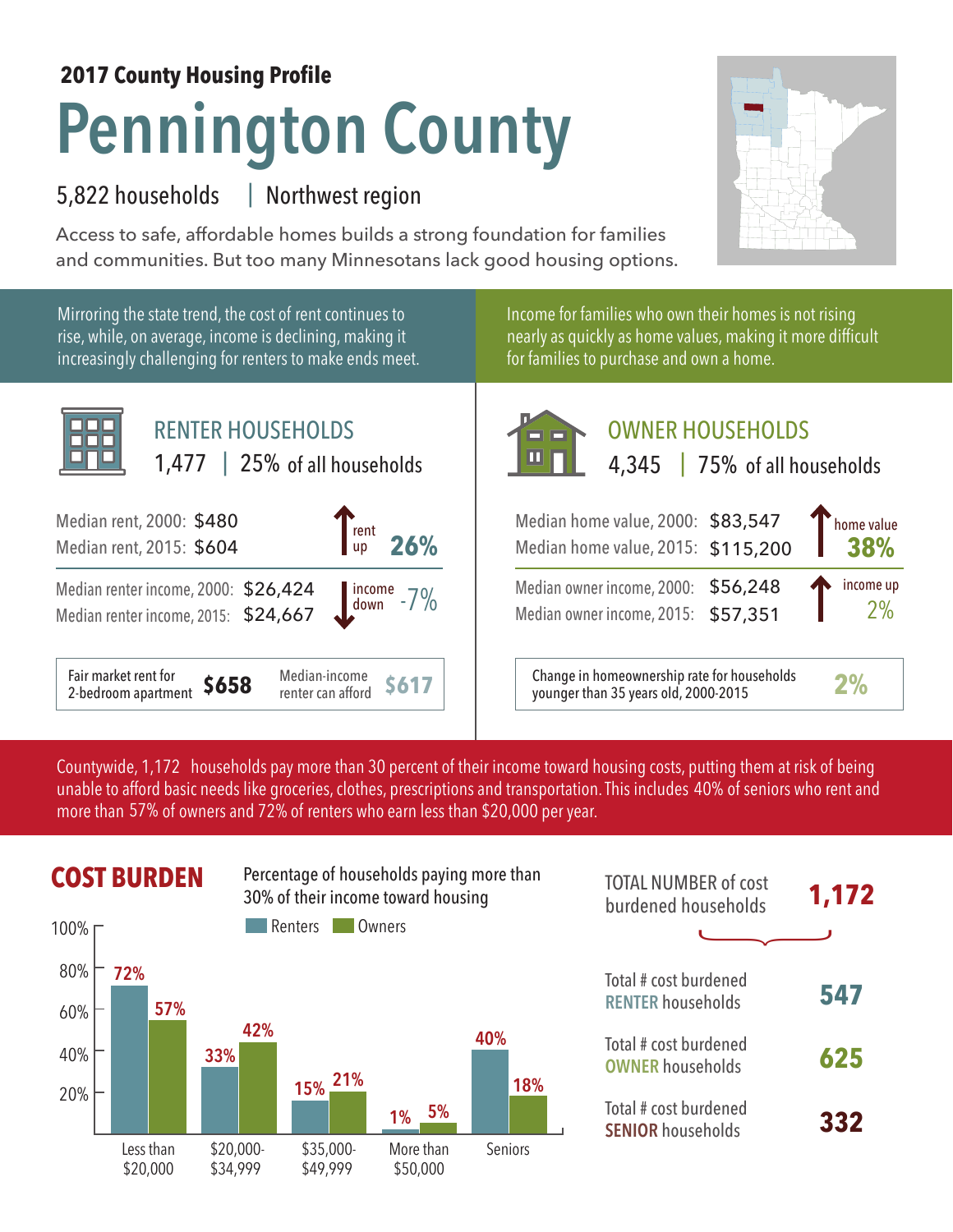**2017 County Housing Profile**

# Pennington County

5,822 households | Northwest region

Access to safe, affordable homes builds a strong foundation for families and communities. But too many Minnesotans lack good housing options.

Mirroring the state trend, the cost of rent continues to rise, while, on average, income is declining, making it increasingly challenging for renters to make ends meet.

Income for families who own their homes is not rising nearly as quickly as home values, making it more difficult for families to purchase and own a home.

## RENTER HOUSEHOLDS

1,477 | 25% of all households

Median rent, 2000: $480
Median rent, 2015: $604
rent up 26%

Median renter income, 2000: $26,424
Median renter income, 2015: $24,667
income down -7%

Fair market rent for 2-bedroom apartment **$658**
Median-income renter can afford **$617**

## OWNER HOUSEHOLDS

4,345 | 75% of all households

Median home value, 2000: $83,547
Median home value, 2015: $115,200
home value 38%

Median owner income, 2000: $56,248
Median owner income, 2015: $57,351
income up 2%

Change in homeownership rate for households younger than 35 years old, 2000-2015 **2%**

Countywide, 1,172 households pay more than 30 percent of their income toward housing costs, putting them at risk of being unable to afford basic needs like groceries, clothes, prescriptions and transportation. This includes 40% of seniors who rent and more than 57% of owners and 72% of renters who earn less than $20,000 per year.

## COST BURDEN

Percentage of households paying more than 30% of their income toward housing

| | Renters | Owners |
|---|---|---|
| Less than $20,000 | 72% | 57% |
| $20,000-$34,999 | 33% | 42% |
| $35,000-$49,999 | 15% | 21% |
| More than $50,000 | 1% | 5% |
| Seniors | 40% | 18% |

TOTAL NUMBER of cost burdened households **1,172**

Total # cost burdened RENTER households **547**

Total # cost burdened OWNER households **625**

Total # cost burdened SENIOR households **332**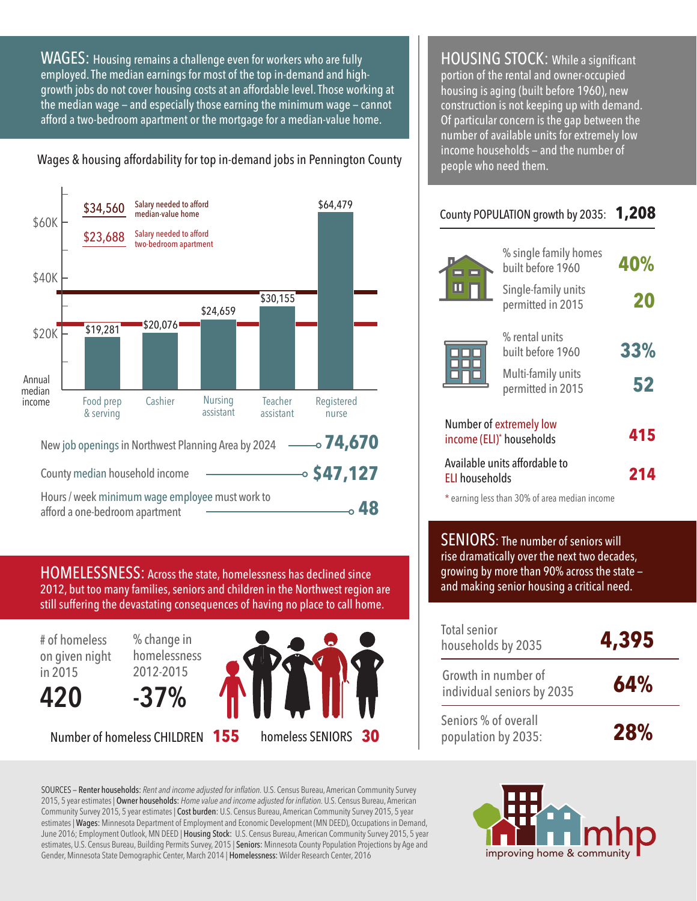## WAGES:

Housing remains a challenge even for workers who are fully employed. The median earnings for most of the top in-demand and high-growth jobs do not cover housing costs at an affordable level. Those working at the median wage – and especially those earning the minimum wage – cannot afford a two-bedroom apartment or the mortgage for a median-value home.

### Wages & housing affordability for top in-demand jobs in Pennington County

$34,560 Salary needed to afford median-value home

$23,688 Salary needed to afford two-bedroom apartment

$60K
$40K
$20K
Annual median income

$19,281 Food prep & serving

$20,076 Cashier

$24,659 Nursing assistant

$30,155 Teacher assistant

$64,479 Registered nurse

New job openings in Northwest Planning Area by 2024 — **74,670**

County median household income — **$47,127**

Hours / week minimum wage employee must work to afford a one-bedroom apartment — **48**

## HOMELESSNESS:

Across the state, homelessness has declined since 2012, but too many families, seniors and children in the Northwest region are still suffering the devastating consequences of having no place to call home.

# of homeless on given night in 2015: **420**

% change in homelessness 2012-2015: **-37%**

Number of homeless CHILDREN **155**

homeless SENIORS **30**

## HOUSING STOCK:

While a significant portion of the rental and owner-occupied housing is aging (built before 1960), new construction is not keeping up with demand. Of particular concern is the gap between the number of available units for extremely low income households – and the number of people who need them.

County POPULATION growth by 2035: **1,208**

| | |
|---|---|
| % single family homes built before 1960 | **40%** |
| Single-family units permitted in 2015 | **20** |
| % rental units built before 1960 | **33%** |
| Multi-family units permitted in 2015 | **52** |
| Number of extremely low income (ELI)* households | **415** |
| Available units affordable to ELI households | **214** |

\* earning less than 30% of area median income

## SENIORS:

The number of seniors will rise dramatically over the next two decades, growing by more than 90% across the state – and making senior housing a critical need.

| | |
|---|---|
| Total senior households by 2035 | **4,395** |
| Growth in number of individual seniors by 2035 | **64%** |
| Seniors % of overall population by 2035: | **28%** |

SOURCES – **Renter households:** *Rent and income adjusted for inflation.* U.S. Census Bureau, American Community Survey 2015, 5 year estimates | **Owner households:** *Home value and income adjusted for inflation.* U.S. Census Bureau, American Community Survey 2015, 5 year estimates | **Cost burden:** U.S. Census Bureau, American Community Survey 2015, 5 year estimates | **Wages:** Minnesota Department of Employment and Economic Development (MN DEED), Occupations in Demand, June 2016; Employment Outlook, MN DEED | **Housing Stock:** U.S. Census Bureau, American Community Survey 2015, 5 year estimates, U.S. Census Bureau, Building Permits Survey, 2015 | **Seniors:** Minnesota County Population Projections by Age and Gender, Minnesota State Demographic Center, March 2014 | **Homelessness:** Wilder Research Center, 2016

mhp improving home & community